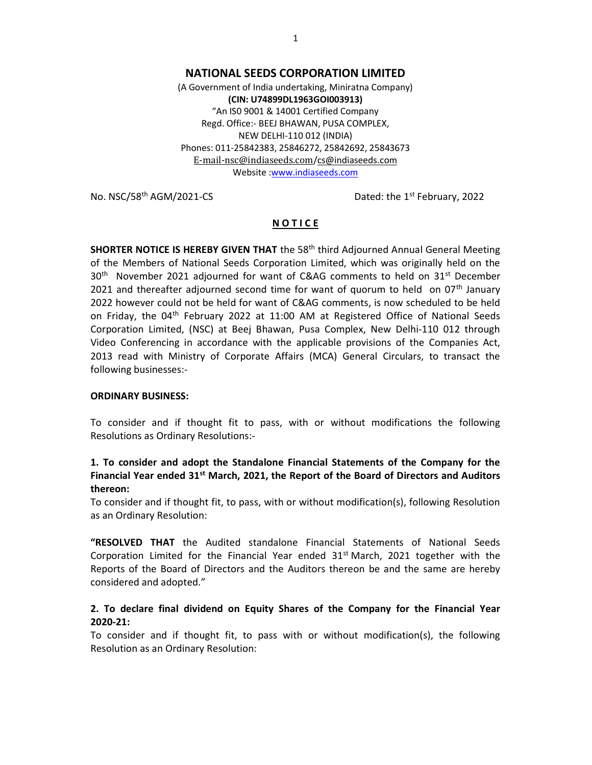# NATIONAL SEEDS CORPORATION LIMITED

(A Government of India undertaking, Miniratna Company)
**(CIN: U74899DL1963GOI003913)**
"An IS0 9001 & 14001 Certified Company
Regd. Office:- BEEJ BHAWAN, PUSA COMPLEX,
NEW DELHI-110 012 (INDIA)
Phones: 011-25842383, 25846272, 25842692, 25843673
E-mail-nsc@indiaseeds.com/cs@indiaseeds.com
Website :www.indiaseeds.com

No. NSC/58th AGM/2021-CS Dated: the 1st February, 2022

## N O T I C E

**SHORTER NOTICE IS HEREBY GIVEN THAT** the 58th third Adjourned Annual General Meeting of the Members of National Seeds Corporation Limited, which was originally held on the 30th November 2021 adjourned for want of C&AG comments to held on 31st December 2021 and thereafter adjourned second time for want of quorum to held on 07th January 2022 however could not be held for want of C&AG comments, is now scheduled to be held on Friday, the 04th February 2022 at 11:00 AM at Registered Office of National Seeds Corporation Limited, (NSC) at Beej Bhawan, Pusa Complex, New Delhi-110 012 through Video Conferencing in accordance with the applicable provisions of the Companies Act, 2013 read with Ministry of Corporate Affairs (MCA) General Circulars, to transact the following businesses:-

**ORDINARY BUSINESS:**

To consider and if thought fit to pass, with or without modifications the following Resolutions as Ordinary Resolutions:-

**1. To consider and adopt the Standalone Financial Statements of the Company for the Financial Year ended 31st March, 2021, the Report of the Board of Directors and Auditors thereon:**

To consider and if thought fit, to pass, with or without modification(s), following Resolution as an Ordinary Resolution:

**"RESOLVED THAT** the Audited standalone Financial Statements of National Seeds Corporation Limited for the Financial Year ended 31st March, 2021 together with the Reports of the Board of Directors and the Auditors thereon be and the same are hereby considered and adopted."

**2. To declare final dividend on Equity Shares of the Company for the Financial Year 2020-21:**

To consider and if thought fit, to pass with or without modification(s), the following Resolution as an Ordinary Resolution: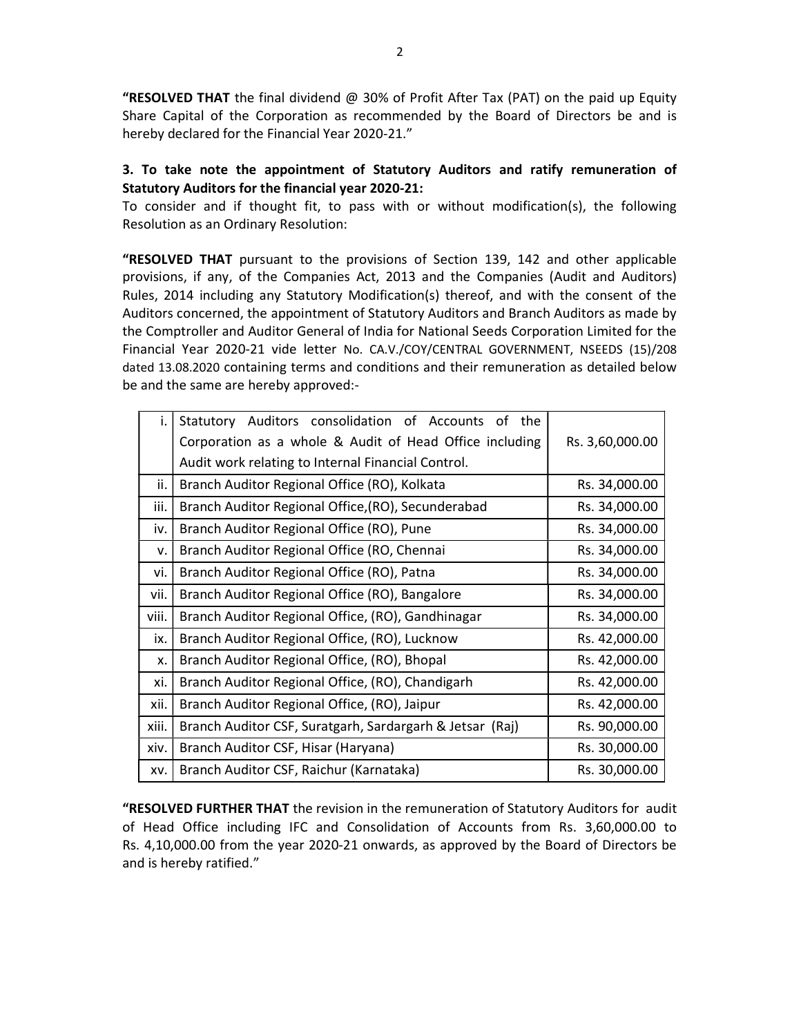**"RESOLVED THAT** the final dividend @ 30% of Profit After Tax (PAT) on the paid up Equity Share Capital of the Corporation as recommended by the Board of Directors be and is hereby declared for the Financial Year 2020-21."

**3. To take note the appointment of Statutory Auditors and ratify remuneration of Statutory Auditors for the financial year 2020-21:**

To consider and if thought fit, to pass with or without modification(s), the following Resolution as an Ordinary Resolution:

**"RESOLVED THAT** pursuant to the provisions of Section 139, 142 and other applicable provisions, if any, of the Companies Act, 2013 and the Companies (Audit and Auditors) Rules, 2014 including any Statutory Modification(s) thereof, and with the consent of the Auditors concerned, the appointment of Statutory Auditors and Branch Auditors as made by the Comptroller and Auditor General of India for National Seeds Corporation Limited for the Financial Year 2020-21 vide letter No. CA.V./COY/CENTRAL GOVERNMENT, NSEEDS (15)/208 dated 13.08.2020 containing terms and conditions and their remuneration as detailed below be and the same are hereby approved:-

| | | |
|---|---|---|
| i. | Statutory Auditors consolidation of Accounts of the Corporation as a whole & Audit of Head Office including Audit work relating to Internal Financial Control. | Rs. 3,60,000.00 |
| ii. | Branch Auditor Regional Office (RO), Kolkata | Rs. 34,000.00 |
| iii. | Branch Auditor Regional Office,(RO), Secunderabad | Rs. 34,000.00 |
| iv. | Branch Auditor Regional Office (RO), Pune | Rs. 34,000.00 |
| v. | Branch Auditor Regional Office (RO, Chennai | Rs. 34,000.00 |
| vi. | Branch Auditor Regional Office (RO), Patna | Rs. 34,000.00 |
| vii. | Branch Auditor Regional Office (RO), Bangalore | Rs. 34,000.00 |
| viii. | Branch Auditor Regional Office, (RO), Gandhinagar | Rs. 34,000.00 |
| ix. | Branch Auditor Regional Office, (RO), Lucknow | Rs. 42,000.00 |
| x. | Branch Auditor Regional Office, (RO), Bhopal | Rs. 42,000.00 |
| xi. | Branch Auditor Regional Office, (RO), Chandigarh | Rs. 42,000.00 |
| xii. | Branch Auditor Regional Office, (RO), Jaipur | Rs. 42,000.00 |
| xiii. | Branch Auditor CSF, Suratgarh, Sardargarh & Jetsar (Raj) | Rs. 90,000.00 |
| xiv. | Branch Auditor CSF, Hisar (Haryana) | Rs. 30,000.00 |
| xv. | Branch Auditor CSF, Raichur (Karnataka) | Rs. 30,000.00 |

**"RESOLVED FURTHER THAT** the revision in the remuneration of Statutory Auditors for audit of Head Office including IFC and Consolidation of Accounts from Rs. 3,60,000.00 to Rs. 4,10,000.00 from the year 2020-21 onwards, as approved by the Board of Directors be and is hereby ratified."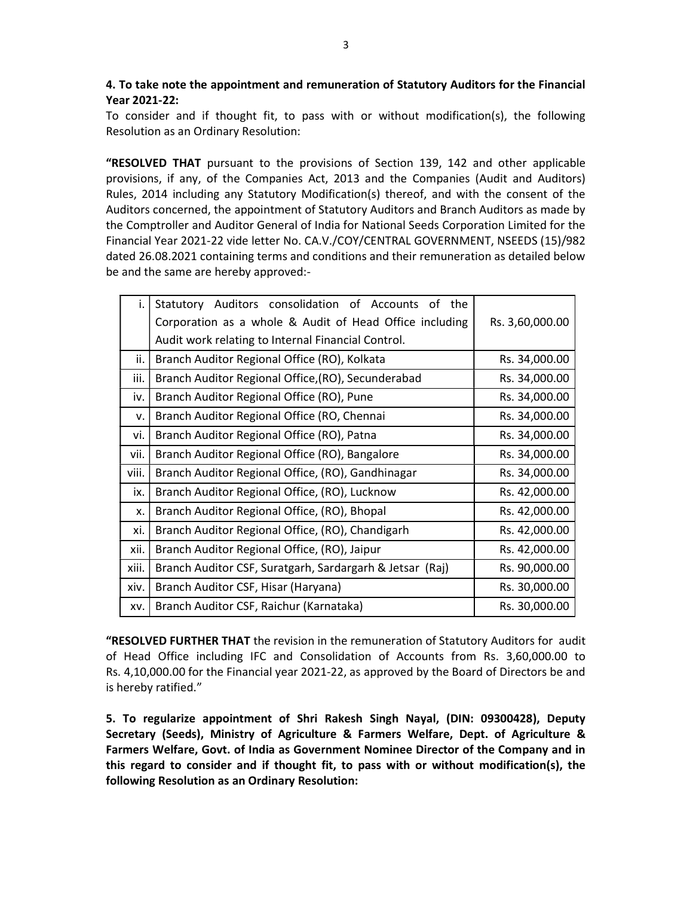**4. To take note the appointment and remuneration of Statutory Auditors for the Financial Year 2021-22:**

To consider and if thought fit, to pass with or without modification(s), the following Resolution as an Ordinary Resolution:

**"RESOLVED THAT** pursuant to the provisions of Section 139, 142 and other applicable provisions, if any, of the Companies Act, 2013 and the Companies (Audit and Auditors) Rules, 2014 including any Statutory Modification(s) thereof, and with the consent of the Auditors concerned, the appointment of Statutory Auditors and Branch Auditors as made by the Comptroller and Auditor General of India for National Seeds Corporation Limited for the Financial Year 2021-22 vide letter No. CA.V./COY/CENTRAL GOVERNMENT, NSEEDS (15)/982 dated 26.08.2021 containing terms and conditions and their remuneration as detailed below be and the same are hereby approved:-

| | | |
|---|---|---|
| i. | Statutory Auditors consolidation of Accounts of the Corporation as a whole & Audit of Head Office including Audit work relating to Internal Financial Control. | Rs. 3,60,000.00 |
| ii. | Branch Auditor Regional Office (RO), Kolkata | Rs. 34,000.00 |
| iii. | Branch Auditor Regional Office,(RO), Secunderabad | Rs. 34,000.00 |
| iv. | Branch Auditor Regional Office (RO), Pune | Rs. 34,000.00 |
| v. | Branch Auditor Regional Office (RO, Chennai | Rs. 34,000.00 |
| vi. | Branch Auditor Regional Office (RO), Patna | Rs. 34,000.00 |
| vii. | Branch Auditor Regional Office (RO), Bangalore | Rs. 34,000.00 |
| viii. | Branch Auditor Regional Office, (RO), Gandhinagar | Rs. 34,000.00 |
| ix. | Branch Auditor Regional Office, (RO), Lucknow | Rs. 42,000.00 |
| x. | Branch Auditor Regional Office, (RO), Bhopal | Rs. 42,000.00 |
| xi. | Branch Auditor Regional Office, (RO), Chandigarh | Rs. 42,000.00 |
| xii. | Branch Auditor Regional Office, (RO), Jaipur | Rs. 42,000.00 |
| xiii. | Branch Auditor CSF, Suratgarh, Sardargarh & Jetsar (Raj) | Rs. 90,000.00 |
| xiv. | Branch Auditor CSF, Hisar (Haryana) | Rs. 30,000.00 |
| xv. | Branch Auditor CSF, Raichur (Karnataka) | Rs. 30,000.00 |

**"RESOLVED FURTHER THAT** the revision in the remuneration of Statutory Auditors for audit of Head Office including IFC and Consolidation of Accounts from Rs. 3,60,000.00 to Rs. 4,10,000.00 for the Financial year 2021-22, as approved by the Board of Directors be and is hereby ratified."

**5. To regularize appointment of Shri Rakesh Singh Nayal, (DIN: 09300428), Deputy Secretary (Seeds), Ministry of Agriculture & Farmers Welfare, Dept. of Agriculture & Farmers Welfare, Govt. of India as Government Nominee Director of the Company and in this regard to consider and if thought fit, to pass with or without modification(s), the following Resolution as an Ordinary Resolution:**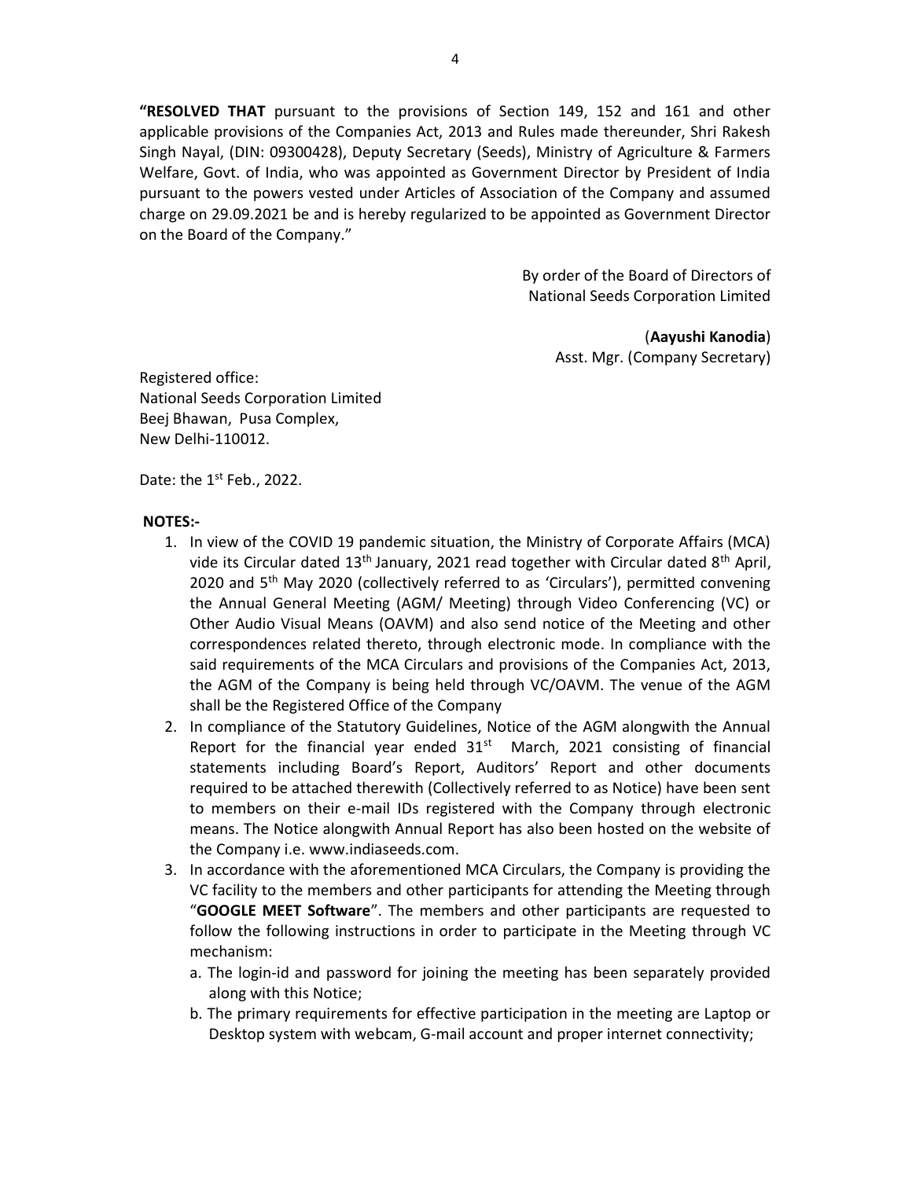**"RESOLVED THAT** pursuant to the provisions of Section 149, 152 and 161 and other applicable provisions of the Companies Act, 2013 and Rules made thereunder, Shri Rakesh Singh Nayal, (DIN: 09300428), Deputy Secretary (Seeds), Ministry of Agriculture & Farmers Welfare, Govt. of India, who was appointed as Government Director by President of India pursuant to the powers vested under Articles of Association of the Company and assumed charge on 29.09.2021 be and is hereby regularized to be appointed as Government Director on the Board of the Company."

By order of the Board of Directors of
National Seeds Corporation Limited

(**Aayushi Kanodia**)
Asst. Mgr. (Company Secretary)

Registered office:
National Seeds Corporation Limited
Beej Bhawan, Pusa Complex,
New Delhi-110012.

Date: the 1st Feb., 2022.

**NOTES:-**

1. In view of the COVID 19 pandemic situation, the Ministry of Corporate Affairs (MCA) vide its Circular dated 13th January, 2021 read together with Circular dated 8th April, 2020 and 5th May 2020 (collectively referred to as 'Circulars'), permitted convening the Annual General Meeting (AGM/ Meeting) through Video Conferencing (VC) or Other Audio Visual Means (OAVM) and also send notice of the Meeting and other correspondences related thereto, through electronic mode. In compliance with the said requirements of the MCA Circulars and provisions of the Companies Act, 2013, the AGM of the Company is being held through VC/OAVM. The venue of the AGM shall be the Registered Office of the Company
2. In compliance of the Statutory Guidelines, Notice of the AGM alongwith the Annual Report for the financial year ended 31st March, 2021 consisting of financial statements including Board's Report, Auditors' Report and other documents required to be attached therewith (Collectively referred to as Notice) have been sent to members on their e-mail IDs registered with the Company through electronic means. The Notice alongwith Annual Report has also been hosted on the website of the Company i.e. www.indiaseeds.com.
3. In accordance with the aforementioned MCA Circulars, the Company is providing the VC facility to the members and other participants for attending the Meeting through "**GOOGLE MEET Software**". The members and other participants are requested to follow the following instructions in order to participate in the Meeting through VC mechanism:
   a. The login-id and password for joining the meeting has been separately provided along with this Notice;
   b. The primary requirements for effective participation in the meeting are Laptop or Desktop system with webcam, G-mail account and proper internet connectivity;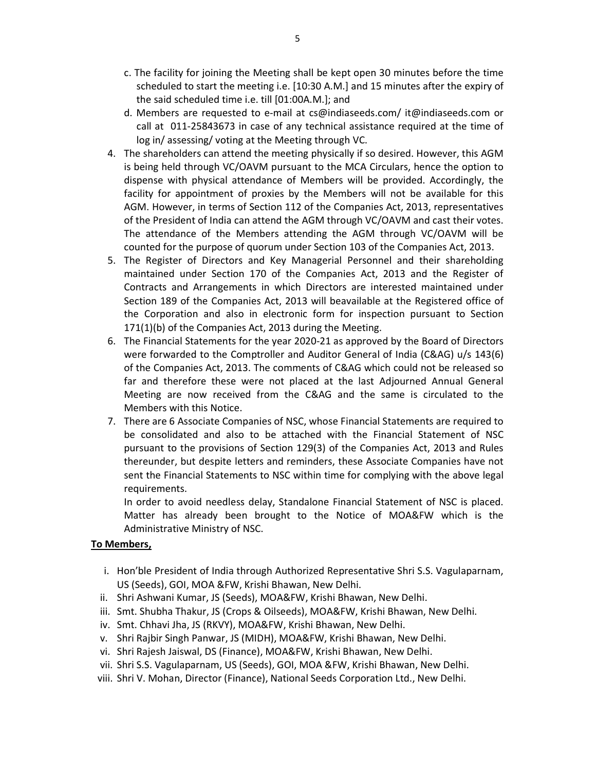c. The facility for joining the Meeting shall be kept open 30 minutes before the time scheduled to start the meeting i.e. [10:30 A.M.] and 15 minutes after the expiry of the said scheduled time i.e. till [01:00A.M.]; and

d. Members are requested to e-mail at cs@indiaseeds.com/ it@indiaseeds.com or call at 011-25843673 in case of any technical assistance required at the time of log in/ assessing/ voting at the Meeting through VC.

4. The shareholders can attend the meeting physically if so desired. However, this AGM is being held through VC/OAVM pursuant to the MCA Circulars, hence the option to dispense with physical attendance of Members will be provided. Accordingly, the facility for appointment of proxies by the Members will not be available for this AGM. However, in terms of Section 112 of the Companies Act, 2013, representatives of the President of India can attend the AGM through VC/OAVM and cast their votes. The attendance of the Members attending the AGM through VC/OAVM will be counted for the purpose of quorum under Section 103 of the Companies Act, 2013.
5. The Register of Directors and Key Managerial Personnel and their shareholding maintained under Section 170 of the Companies Act, 2013 and the Register of Contracts and Arrangements in which Directors are interested maintained under Section 189 of the Companies Act, 2013 will beavailable at the Registered office of the Corporation and also in electronic form for inspection pursuant to Section 171(1)(b) of the Companies Act, 2013 during the Meeting.
6. The Financial Statements for the year 2020-21 as approved by the Board of Directors were forwarded to the Comptroller and Auditor General of India (C&AG) u/s 143(6) of the Companies Act, 2013. The comments of C&AG which could not be released so far and therefore these were not placed at the last Adjourned Annual General Meeting are now received from the C&AG and the same is circulated to the Members with this Notice.
7. There are 6 Associate Companies of NSC, whose Financial Statements are required to be consolidated and also to be attached with the Financial Statement of NSC pursuant to the provisions of Section 129(3) of the Companies Act, 2013 and Rules thereunder, but despite letters and reminders, these Associate Companies have not sent the Financial Statements to NSC within time for complying with the above legal requirements.

   In order to avoid needless delay, Standalone Financial Statement of NSC is placed. Matter has already been brought to the Notice of MOA&FW which is the Administrative Ministry of NSC.

**To Members,**

i. Hon'ble President of India through Authorized Representative Shri S.S. Vagulaparnam, US (Seeds), GOI, MOA &FW, Krishi Bhawan, New Delhi.
ii. Shri Ashwani Kumar, JS (Seeds), MOA&FW, Krishi Bhawan, New Delhi.
iii. Smt. Shubha Thakur, JS (Crops & Oilseeds), MOA&FW, Krishi Bhawan, New Delhi.
iv. Smt. Chhavi Jha, JS (RKVY), MOA&FW, Krishi Bhawan, New Delhi.
v. Shri Rajbir Singh Panwar, JS (MIDH), MOA&FW, Krishi Bhawan, New Delhi.
vi. Shri Rajesh Jaiswal, DS (Finance), MOA&FW, Krishi Bhawan, New Delhi.
vii. Shri S.S. Vagulaparnam, US (Seeds), GOI, MOA &FW, Krishi Bhawan, New Delhi.
viii. Shri V. Mohan, Director (Finance), National Seeds Corporation Ltd., New Delhi.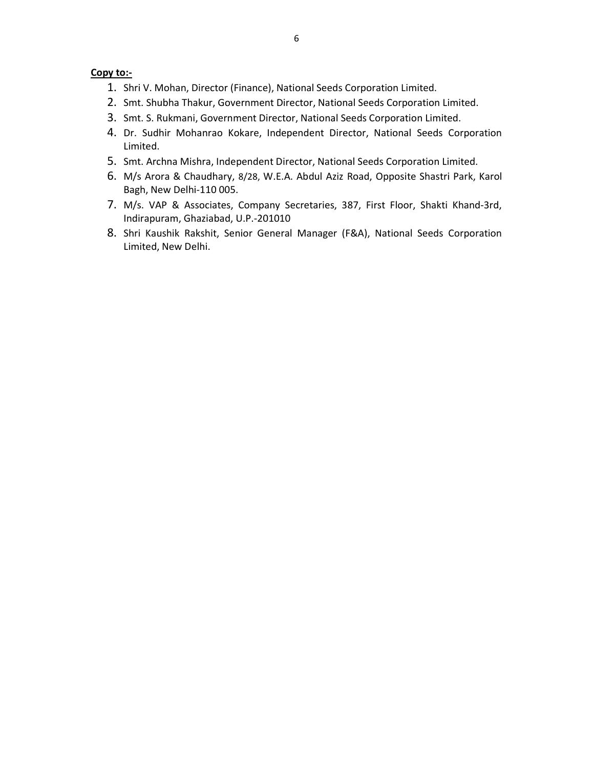**Copy to:-**

1. Shri V. Mohan, Director (Finance), National Seeds Corporation Limited.
2. Smt. Shubha Thakur, Government Director, National Seeds Corporation Limited.
3. Smt. S. Rukmani, Government Director, National Seeds Corporation Limited.
4. Dr. Sudhir Mohanrao Kokare, Independent Director, National Seeds Corporation Limited.
5. Smt. Archna Mishra, Independent Director, National Seeds Corporation Limited.
6. M/s Arora & Chaudhary, 8/28, W.E.A. Abdul Aziz Road, Opposite Shastri Park, Karol Bagh, New Delhi-110 005.
7. M/s. VAP & Associates, Company Secretaries, 387, First Floor, Shakti Khand-3rd, Indirapuram, Ghaziabad, U.P.-201010
8. Shri Kaushik Rakshit, Senior General Manager (F&A), National Seeds Corporation Limited, New Delhi.